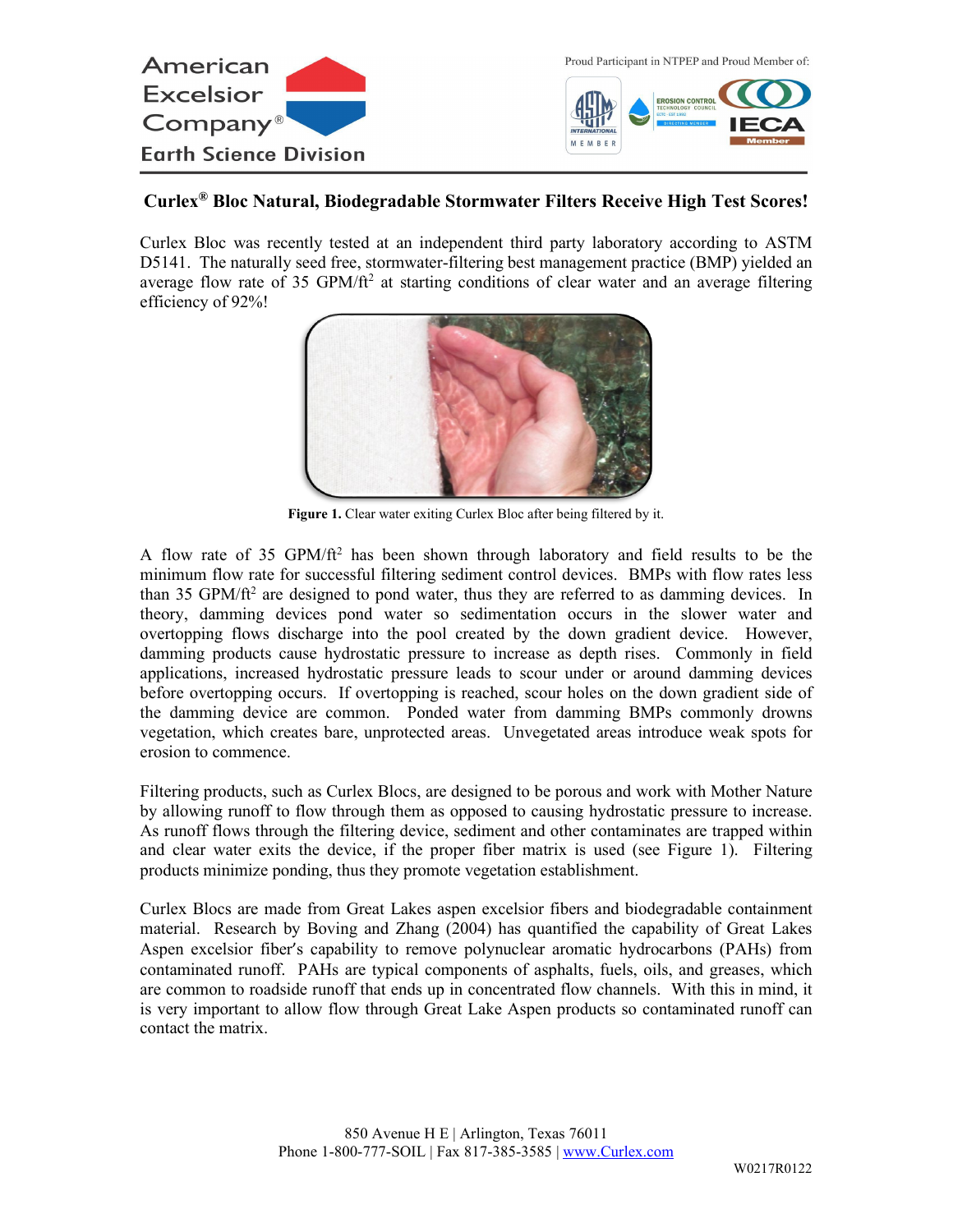American Excelsior Company®
Earth Science Division

Proud Participant in NTPEP and Proud Member of:

## Curlex® Bloc Natural, Biodegradable Stormwater Filters Receive High Test Scores!

Curlex Bloc was recently tested at an independent third party laboratory according to ASTM D5141. The naturally seed free, stormwater-filtering best management practice (BMP) yielded an average flow rate of 35 GPM/ft$^2$ at starting conditions of clear water and an average filtering efficiency of 92%!

**Figure 1.** Clear water exiting Curlex Bloc after being filtered by it.

A flow rate of 35 GPM/ft$^2$ has been shown through laboratory and field results to be the minimum flow rate for successful filtering sediment control devices. BMPs with flow rates less than 35 GPM/ft$^2$ are designed to pond water, thus they are referred to as damming devices. In theory, damming devices pond water so sedimentation occurs in the slower water and overtopping flows discharge into the pool created by the down gradient device. However, damming products cause hydrostatic pressure to increase as depth rises. Commonly in field applications, increased hydrostatic pressure leads to scour under or around damming devices before overtopping occurs. If overtopping is reached, scour holes on the down gradient side of the damming device are common. Ponded water from damming BMPs commonly drowns vegetation, which creates bare, unprotected areas. Unvegetated areas introduce weak spots for erosion to commence.

Filtering products, such as Curlex Blocs, are designed to be porous and work with Mother Nature by allowing runoff to flow through them as opposed to causing hydrostatic pressure to increase. As runoff flows through the filtering device, sediment and other contaminates are trapped within and clear water exits the device, if the proper fiber matrix is used (see Figure 1). Filtering products minimize ponding, thus they promote vegetation establishment.

Curlex Blocs are made from Great Lakes aspen excelsior fibers and biodegradable containment material. Research by Boving and Zhang (2004) has quantified the capability of Great Lakes Aspen excelsior fiber's capability to remove polynuclear aromatic hydrocarbons (PAHs) from contaminated runoff. PAHs are typical components of asphalts, fuels, oils, and greases, which are common to roadside runoff that ends up in concentrated flow channels. With this in mind, it is very important to allow flow through Great Lake Aspen products so contaminated runoff can contact the matrix.

850 Avenue H E | Arlington, Texas 76011
Phone 1-800-777-SOIL | Fax 817-385-3585 | www.Curlex.com

W0217R0122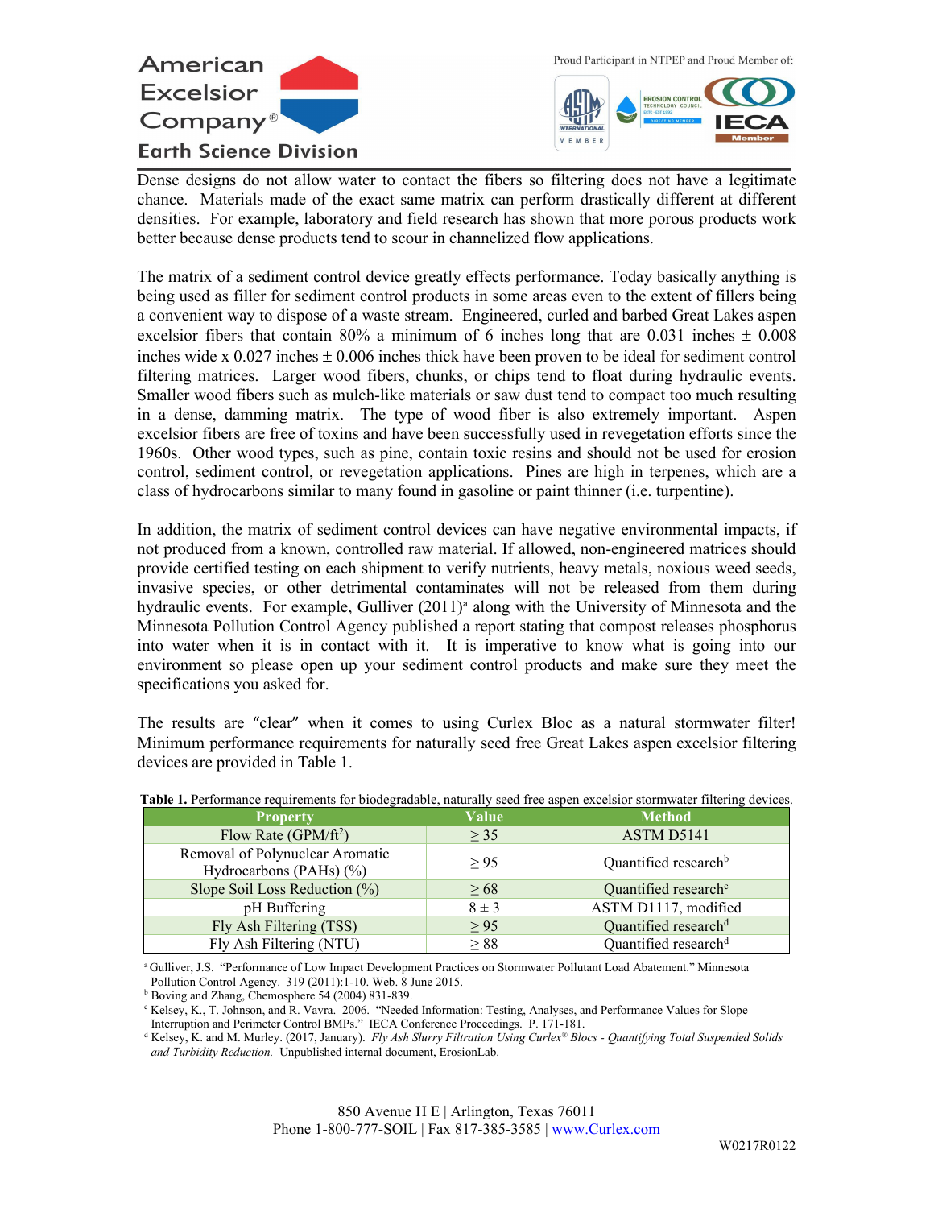Dense designs do not allow water to contact the fibers so filtering does not have a legitimate chance. Materials made of the exact same matrix can perform drastically different at different densities. For example, laboratory and field research has shown that more porous products work better because dense products tend to scour in channelized flow applications.

The matrix of a sediment control device greatly effects performance. Today basically anything is being used as filler for sediment control products in some areas even to the extent of fillers being a convenient way to dispose of a waste stream. Engineered, curled and barbed Great Lakes aspen excelsior fibers that contain 80% a minimum of 6 inches long that are 0.031 inches ± 0.008 inches wide x 0.027 inches ± 0.006 inches thick have been proven to be ideal for sediment control filtering matrices. Larger wood fibers, chunks, or chips tend to float during hydraulic events. Smaller wood fibers such as mulch-like materials or saw dust tend to compact too much resulting in a dense, damming matrix. The type of wood fiber is also extremely important. Aspen excelsior fibers are free of toxins and have been successfully used in revegetation efforts since the 1960s. Other wood types, such as pine, contain toxic resins and should not be used for erosion control, sediment control, or revegetation applications. Pines are high in terpenes, which are a class of hydrocarbons similar to many found in gasoline or paint thinner (i.e. turpentine).

In addition, the matrix of sediment control devices can have negative environmental impacts, if not produced from a known, controlled raw material. If allowed, non-engineered matrices should provide certified testing on each shipment to verify nutrients, heavy metals, noxious weed seeds, invasive species, or other detrimental contaminates will not be released from them during hydraulic events. For example, Gulliver (2011)[a] along with the University of Minnesota and the Minnesota Pollution Control Agency published a report stating that compost releases phosphorus into water when it is in contact with it. It is imperative to know what is going into our environment so please open up your sediment control products and make sure they meet the specifications you asked for.

The results are "clear" when it comes to using Curlex Bloc as a natural stormwater filter! Minimum performance requirements for naturally seed free Great Lakes aspen excelsior filtering devices are provided in Table 1.

**Table 1.** Performance requirements for biodegradable, naturally seed free aspen excelsior stormwater filtering devices.

| Property | Value | Method |
|---|---|---|
| Flow Rate (GPM/ft$^2$) | ≥ 35 | ASTM D5141 |
| Removal of Polynuclear Aromatic Hydrocarbons (PAHs) (%) | ≥ 95 | Quantified research[b] |
| Slope Soil Loss Reduction (%) | ≥ 68 | Quantified research[c] |
| pH Buffering | 8 ± 3 | ASTM D1117, modified |
| Fly Ash Filtering (TSS) | ≥ 95 | Quantified research[d] |
| Fly Ash Filtering (NTU) | ≥ 88 | Quantified research[d] |

[a] Gulliver, J.S. "Performance of Low Impact Development Practices on Stormwater Pollutant Load Abatement." Minnesota Pollution Control Agency. 319 (2011):1-10. Web. 8 June 2015.
[b] Boving and Zhang, Chemosphere 54 (2004) 831-839.
[c] Kelsey, K., T. Johnson, and R. Vavra. 2006. "Needed Information: Testing, Analyses, and Performance Values for Slope Interruption and Perimeter Control BMPs." IECA Conference Proceedings. P. 171-181.
[d] Kelsey, K. and M. Murley. (2017, January). *Fly Ash Slurry Filtration Using Curlex® Blocs - Quantifying Total Suspended Solids and Turbidity Reduction.* Unpublished internal document, ErosionLab.

850 Avenue H E | Arlington, Texas 76011
Phone 1-800-777-SOIL | Fax 817-385-3585 | www.Curlex.com

W0217R0122